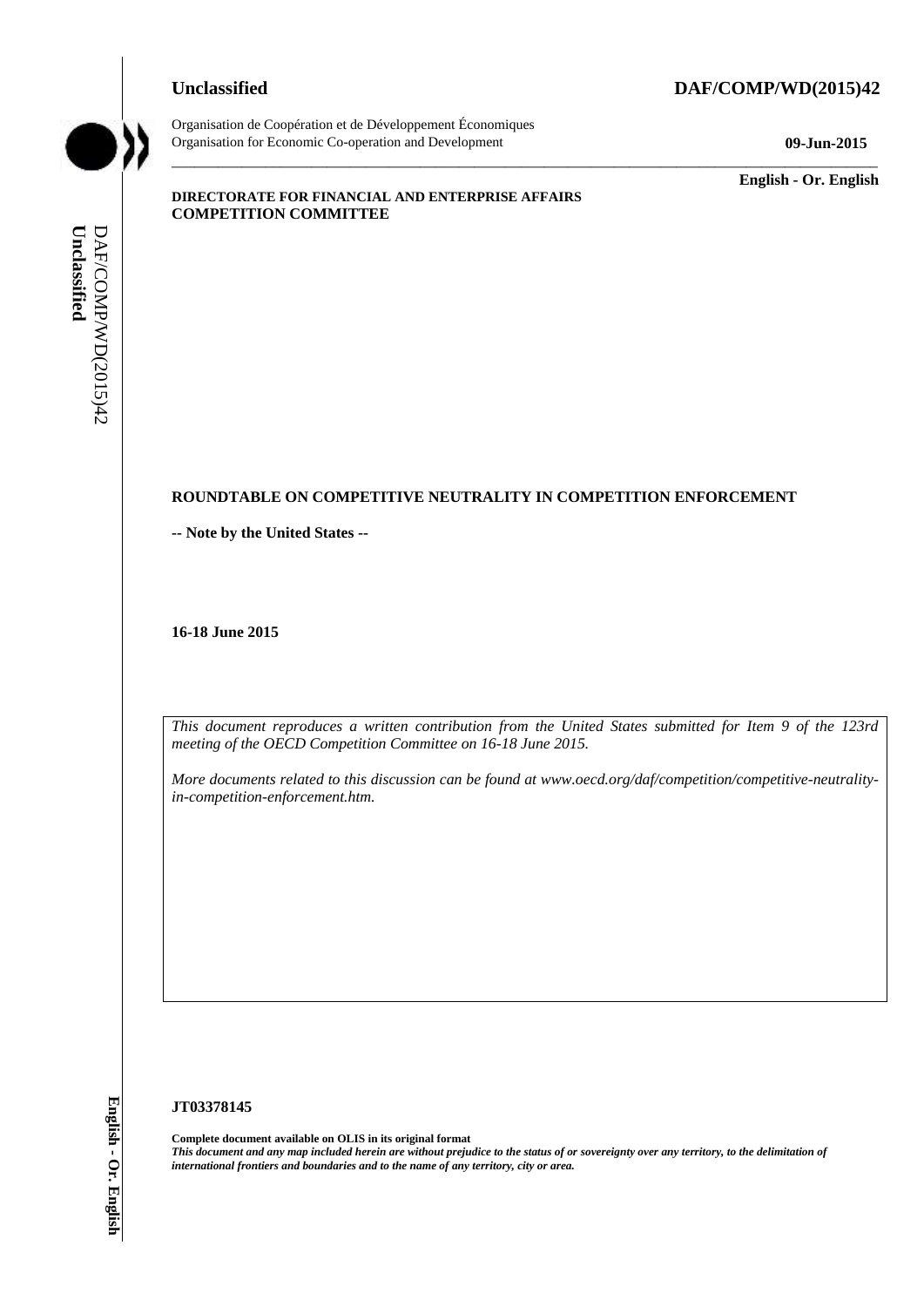**Unclassified** **DAF/COMP/WD(2015)42**

Organisation de Coopération et de Développement Économiques
Organisation for Economic Co-operation and Development **09-Jun-2015**

**English - Or. English**

**DIRECTORATE FOR FINANCIAL AND ENTERPRISE AFFAIRS**
**COMPETITION COMMITTEE**

**ROUNDTABLE ON COMPETITIVE NEUTRALITY IN COMPETITION ENFORCEMENT**

**-- Note by the United States --**

**16-18 June 2015**

*This document reproduces a written contribution from the United States submitted for Item 9 of the 123rd meeting of the OECD Competition Committee on 16-18 June 2015.*

*More documents related to this discussion can be found at www.oecd.org/daf/competition/competitive-neutrality-in-competition-enforcement.htm.*

**JT03378145**

**Complete document available on OLIS in its original format**
***This document and any map included herein are without prejudice to the status of or sovereignty over any territory, to the delimitation of international frontiers and boundaries and to the name of any territory, city or area.***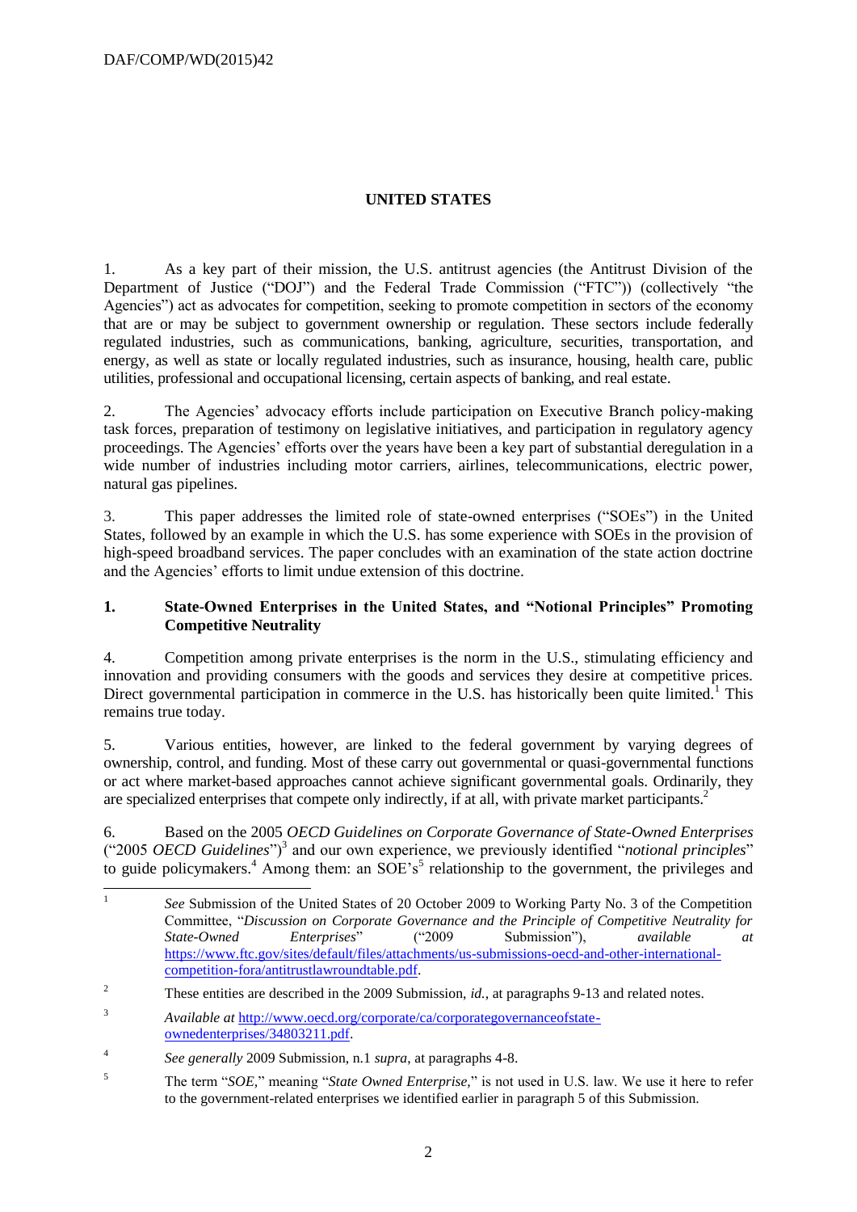# UNITED STATES

1. As a key part of their mission, the U.S. antitrust agencies (the Antitrust Division of the Department of Justice ("DOJ") and the Federal Trade Commission ("FTC")) (collectively "the Agencies") act as advocates for competition, seeking to promote competition in sectors of the economy that are or may be subject to government ownership or regulation. These sectors include federally regulated industries, such as communications, banking, agriculture, securities, transportation, and energy, as well as state or locally regulated industries, such as insurance, housing, health care, public utilities, professional and occupational licensing, certain aspects of banking, and real estate.

2. The Agencies' advocacy efforts include participation on Executive Branch policy-making task forces, preparation of testimony on legislative initiatives, and participation in regulatory agency proceedings. The Agencies' efforts over the years have been a key part of substantial deregulation in a wide number of industries including motor carriers, airlines, telecommunications, electric power, natural gas pipelines.

3. This paper addresses the limited role of state-owned enterprises ("SOEs") in the United States, followed by an example in which the U.S. has some experience with SOEs in the provision of high-speed broadband services. The paper concludes with an examination of the state action doctrine and the Agencies' efforts to limit undue extension of this doctrine.

## 1. State-Owned Enterprises in the United States, and "Notional Principles" Promoting Competitive Neutrality

4. Competition among private enterprises is the norm in the U.S., stimulating efficiency and innovation and providing consumers with the goods and services they desire at competitive prices. Direct governmental participation in commerce in the U.S. has historically been quite limited.[1] This remains true today.

5. Various entities, however, are linked to the federal government by varying degrees of ownership, control, and funding. Most of these carry out governmental or quasi-governmental functions or act where market-based approaches cannot achieve significant governmental goals. Ordinarily, they are specialized enterprises that compete only indirectly, if at all, with private market participants.[2]

6. Based on the 2005 *OECD Guidelines on Corporate Governance of State-Owned Enterprises* ("2005 *OECD Guidelines*")[3] and our own experience, we previously identified "*notional principles*" to guide policymakers.[4] Among them: an SOE's[5] relationship to the government, the privileges and

---

[1] *See* Submission of the United States of 20 October 2009 to Working Party No. 3 of the Competition Committee, "*Discussion on Corporate Governance and the Principle of Competitive Neutrality for State-Owned Enterprises*" ("2009 Submission"), *available at* https://www.ftc.gov/sites/default/files/attachments/us-submissions-oecd-and-other-international-competition-fora/antitrustlawroundtable.pdf.

[2] These entities are described in the 2009 Submission, *id.*, at paragraphs 9-13 and related notes.

[3] *Available at* http://www.oecd.org/corporate/ca/corporategovernanceofstate-ownedenterprises/34803211.pdf.

[4] *See generally* 2009 Submission, n.1 *supra*, at paragraphs 4-8.

[5] The term "*SOE*," meaning "*State Owned Enterprise*," is not used in U.S. law. We use it here to refer to the government-related enterprises we identified earlier in paragraph 5 of this Submission.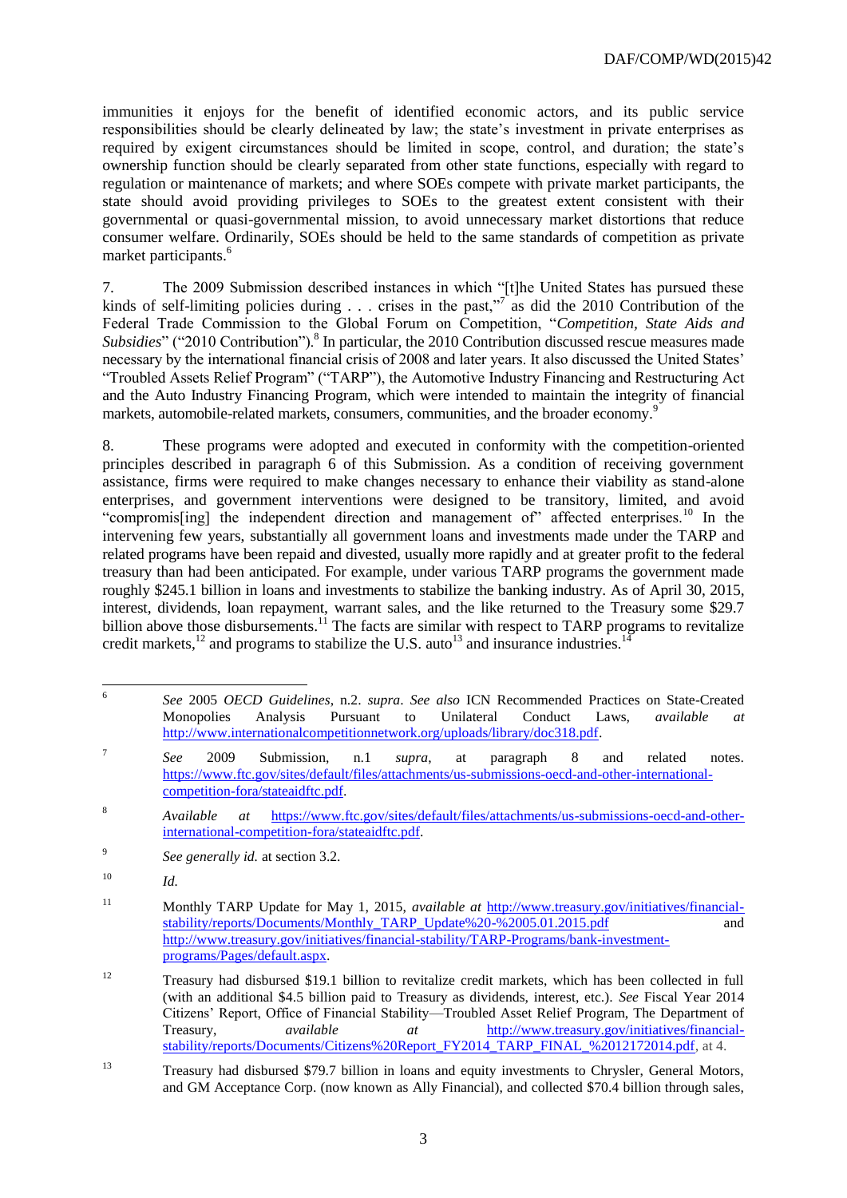immunities it enjoys for the benefit of identified economic actors, and its public service responsibilities should be clearly delineated by law; the state's investment in private enterprises as required by exigent circumstances should be limited in scope, control, and duration; the state's ownership function should be clearly separated from other state functions, especially with regard to regulation or maintenance of markets; and where SOEs compete with private market participants, the state should avoid providing privileges to SOEs to the greatest extent consistent with their governmental or quasi-governmental mission, to avoid unnecessary market distortions that reduce consumer welfare. Ordinarily, SOEs should be held to the same standards of competition as private market participants.[6]

7. The 2009 Submission described instances in which "[t]he United States has pursued these kinds of self-limiting policies during . . . crises in the past,"[7] as did the 2010 Contribution of the Federal Trade Commission to the Global Forum on Competition, "*Competition, State Aids and Subsidies*" ("2010 Contribution").[8] In particular, the 2010 Contribution discussed rescue measures made necessary by the international financial crisis of 2008 and later years. It also discussed the United States' "Troubled Assets Relief Program" ("TARP"), the Automotive Industry Financing and Restructuring Act and the Auto Industry Financing Program, which were intended to maintain the integrity of financial markets, automobile-related markets, consumers, communities, and the broader economy.[9]

8. These programs were adopted and executed in conformity with the competition-oriented principles described in paragraph 6 of this Submission. As a condition of receiving government assistance, firms were required to make changes necessary to enhance their viability as stand-alone enterprises, and government interventions were designed to be transitory, limited, and avoid "compromis[ing] the independent direction and management of" affected enterprises.[10] In the intervening few years, substantially all government loans and investments made under the TARP and related programs have been repaid and divested, usually more rapidly and at greater profit to the federal treasury than had been anticipated. For example, under various TARP programs the government made roughly $245.1 billion in loans and investments to stabilize the banking industry. As of April 30, 2015, interest, dividends, loan repayment, warrant sales, and the like returned to the Treasury some $29.7 billion above those disbursements.[11] The facts are similar with respect to TARP programs to revitalize credit markets,[12] and programs to stabilize the U.S. auto[13] and insurance industries.[14]

---

6. *See* 2005 *OECD Guidelines*, n.2. *supra*. *See also* ICN Recommended Practices on State-Created Monopolies Analysis Pursuant to Unilateral Conduct Laws, *available at* http://www.internationalcompetitionnetwork.org/uploads/library/doc318.pdf.

7. *See* 2009 Submission, n.1 *supra*, at paragraph 8 and related notes. https://www.ftc.gov/sites/default/files/attachments/us-submissions-oecd-and-other-international-competition-fora/stateaidftc.pdf.

8. *Available at* https://www.ftc.gov/sites/default/files/attachments/us-submissions-oecd-and-other-international-competition-fora/stateaidftc.pdf.

9. *See generally id.* at section 3.2.

10. *Id.*

11. Monthly TARP Update for May 1, 2015, *available at* http://www.treasury.gov/initiatives/financial-stability/reports/Documents/Monthly_TARP_Update%20-%2005.01.2015.pdf and http://www.treasury.gov/initiatives/financial-stability/TARP-Programs/bank-investment-programs/Pages/default.aspx.

12. Treasury had disbursed $19.1 billion to revitalize credit markets, which has been collected in full (with an additional $4.5 billion paid to Treasury as dividends, interest, etc.). *See* Fiscal Year 2014 Citizens' Report, Office of Financial Stability—Troubled Asset Relief Program, The Department of Treasury, *available at* http://www.treasury.gov/initiatives/financial-stability/reports/Documents/Citizens%20Report_FY2014_TARP_FINAL_%2012172014.pdf, at 4.

13. Treasury had disbursed $79.7 billion in loans and equity investments to Chrysler, General Motors, and GM Acceptance Corp. (now known as Ally Financial), and collected $70.4 billion through sales,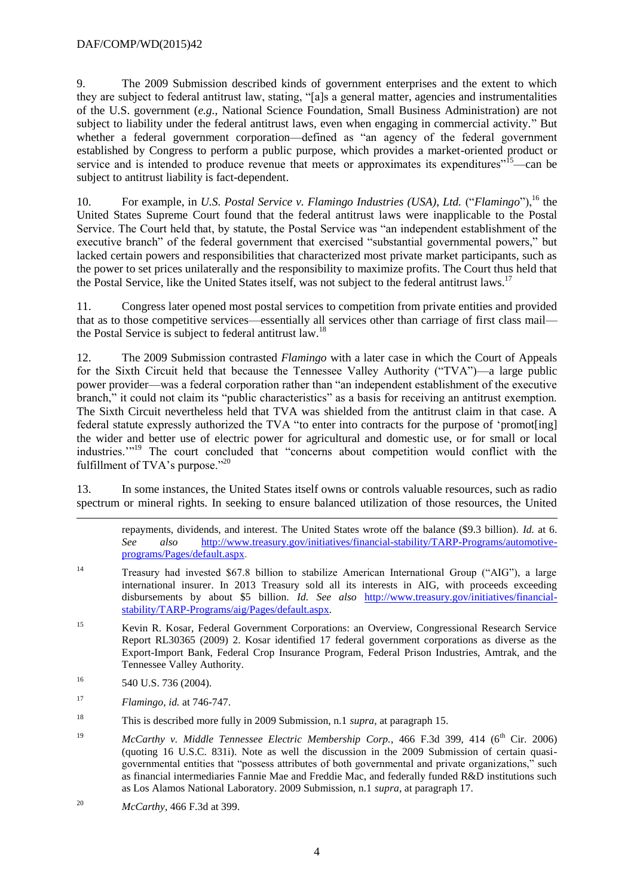9. The 2009 Submission described kinds of government enterprises and the extent to which they are subject to federal antitrust law, stating, "[a]s a general matter, agencies and instrumentalities of the U.S. government (*e.g.*, National Science Foundation, Small Business Administration) are not subject to liability under the federal antitrust laws, even when engaging in commercial activity." But whether a federal government corporation—defined as "an agency of the federal government established by Congress to perform a public purpose, which provides a market-oriented product or service and is intended to produce revenue that meets or approximates its expenditures"[15]—can be subject to antitrust liability is fact-dependent.

10. For example, in *U.S. Postal Service v. Flamingo Industries (USA), Ltd.* ("*Flamingo*"),[16] the United States Supreme Court found that the federal antitrust laws were inapplicable to the Postal Service. The Court held that, by statute, the Postal Service was "an independent establishment of the executive branch" of the federal government that exercised "substantial governmental powers," but lacked certain powers and responsibilities that characterized most private market participants, such as the power to set prices unilaterally and the responsibility to maximize profits. The Court thus held that the Postal Service, like the United States itself, was not subject to the federal antitrust laws.[17]

11. Congress later opened most postal services to competition from private entities and provided that as to those competitive services—essentially all services other than carriage of first class mail—the Postal Service is subject to federal antitrust law.[18]

12. The 2009 Submission contrasted *Flamingo* with a later case in which the Court of Appeals for the Sixth Circuit held that because the Tennessee Valley Authority ("TVA")—a large public power provider—was a federal corporation rather than "an independent establishment of the executive branch," it could not claim its "public characteristics" as a basis for receiving an antitrust exemption. The Sixth Circuit nevertheless held that TVA was shielded from the antitrust claim in that case. A federal statute expressly authorized the TVA "to enter into contracts for the purpose of 'promot[ing] the wider and better use of electric power for agricultural and domestic use, or for small or local industries.'"[19] The court concluded that "concerns about competition would conflict with the fulfillment of TVA's purpose."[20]

13. In some instances, the United States itself owns or controls valuable resources, such as radio spectrum or mineral rights. In seeking to ensure balanced utilization of those resources, the United

---

repayments, dividends, and interest. The United States wrote off the balance ($9.3 billion). *Id.* at 6. *See also* http://www.treasury.gov/initiatives/financial-stability/TARP-Programs/automotive-programs/Pages/default.aspx.

14 Treasury had invested $67.8 billion to stabilize American International Group ("AIG"), a large international insurer. In 2013 Treasury sold all its interests in AIG, with proceeds exceeding disbursements by about $5 billion. *Id. See also* http://www.treasury.gov/initiatives/financial-stability/TARP-Programs/aig/Pages/default.aspx.

15 Kevin R. Kosar, Federal Government Corporations: an Overview, Congressional Research Service Report RL30365 (2009) 2. Kosar identified 17 federal government corporations as diverse as the Export-Import Bank, Federal Crop Insurance Program, Federal Prison Industries, Amtrak, and the Tennessee Valley Authority.

16 540 U.S. 736 (2004).

17 *Flamingo, id.* at 746-747.

18 This is described more fully in 2009 Submission, n.1 *supra,* at paragraph 15.

19 *McCarthy v. Middle Tennessee Electric Membership Corp.*, 466 F.3d 399, 414 (6th Cir. 2006) (quoting 16 U.S.C. 831i). Note as well the discussion in the 2009 Submission of certain quasi-governmental entities that "possess attributes of both governmental and private organizations," such as financial intermediaries Fannie Mae and Freddie Mac, and federally funded R&D institutions such as Los Alamos National Laboratory. 2009 Submission, n.1 *supra*, at paragraph 17.

20 *McCarthy*, 466 F.3d at 399.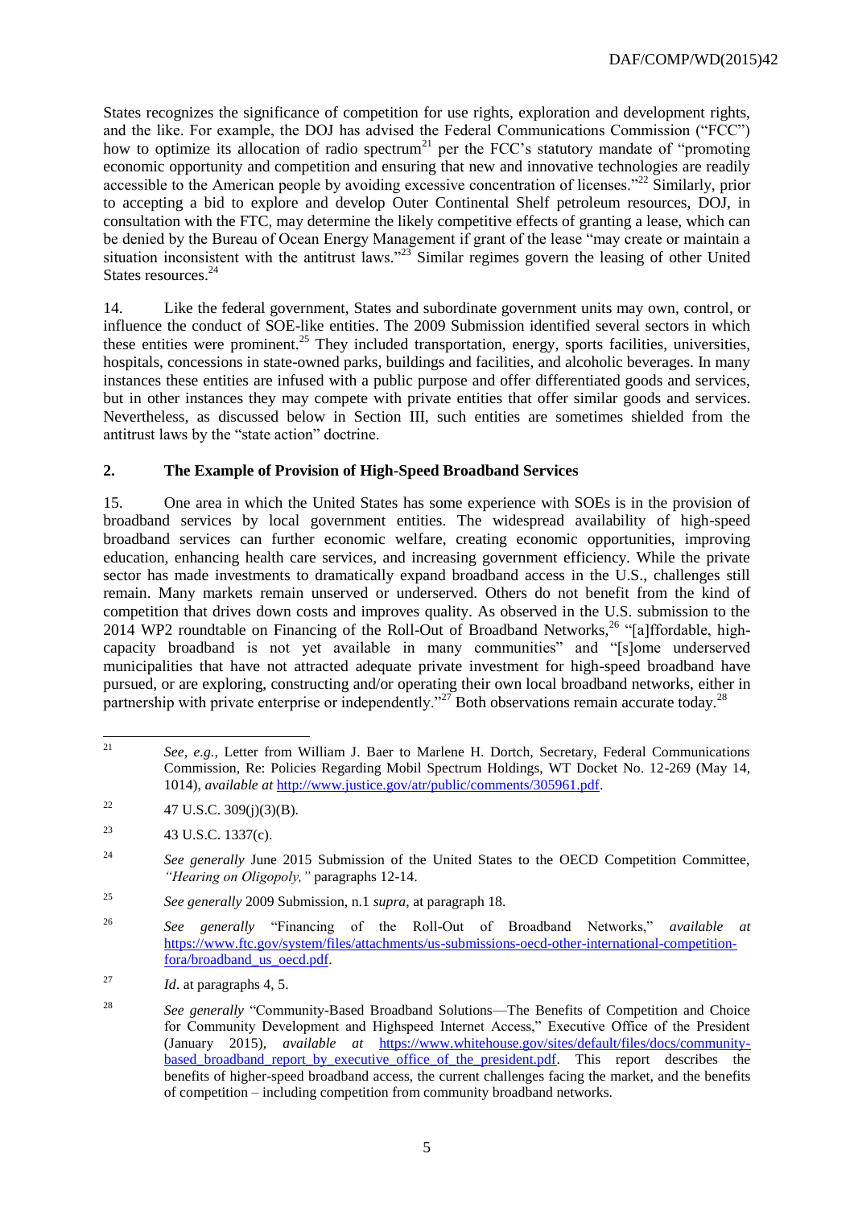States recognizes the significance of competition for use rights, exploration and development rights, and the like. For example, the DOJ has advised the Federal Communications Commission ("FCC") how to optimize its allocation of radio spectrum[21] per the FCC's statutory mandate of "promoting economic opportunity and competition and ensuring that new and innovative technologies are readily accessible to the American people by avoiding excessive concentration of licenses."[22] Similarly, prior to accepting a bid to explore and develop Outer Continental Shelf petroleum resources, DOJ, in consultation with the FTC, may determine the likely competitive effects of granting a lease, which can be denied by the Bureau of Ocean Energy Management if grant of the lease "may create or maintain a situation inconsistent with the antitrust laws."[23] Similar regimes govern the leasing of other United States resources.[24]

14. Like the federal government, States and subordinate government units may own, control, or influence the conduct of SOE-like entities. The 2009 Submission identified several sectors in which these entities were prominent.[25] They included transportation, energy, sports facilities, universities, hospitals, concessions in state-owned parks, buildings and facilities, and alcoholic beverages. In many instances these entities are infused with a public purpose and offer differentiated goods and services, but in other instances they may compete with private entities that offer similar goods and services. Nevertheless, as discussed below in Section III, such entities are sometimes shielded from the antitrust laws by the "state action" doctrine.

## 2. The Example of Provision of High-Speed Broadband Services

15. One area in which the United States has some experience with SOEs is in the provision of broadband services by local government entities. The widespread availability of high-speed broadband services can further economic welfare, creating economic opportunities, improving education, enhancing health care services, and increasing government efficiency. While the private sector has made investments to dramatically expand broadband access in the U.S., challenges still remain. Many markets remain unserved or underserved. Others do not benefit from the kind of competition that drives down costs and improves quality. As observed in the U.S. submission to the 2014 WP2 roundtable on Financing of the Roll-Out of Broadband Networks,[26] "[a]ffordable, high-capacity broadband is not yet available in many communities" and "[s]ome underserved municipalities that have not attracted adequate private investment for high-speed broadband have pursued, or are exploring, constructing and/or operating their own local broadband networks, either in partnership with private enterprise or independently."[27] Both observations remain accurate today.[28]

---

[21] *See, e.g.,* Letter from William J. Baer to Marlene H. Dortch, Secretary, Federal Communications Commission, Re: Policies Regarding Mobil Spectrum Holdings, WT Docket No. 12-269 (May 14, 1014), *available at* http://www.justice.gov/atr/public/comments/305961.pdf.

[22] 47 U.S.C. 309(j)(3)(B).

[23] 43 U.S.C. 1337(c).

[24] *See generally* June 2015 Submission of the United States to the OECD Competition Committee, *"Hearing on Oligopoly,"* paragraphs 12-14.

[25] *See generally* 2009 Submission, n.1 *supra*, at paragraph 18.

[26] *See generally* "Financing of the Roll-Out of Broadband Networks," *available at* https://www.ftc.gov/system/files/attachments/us-submissions-oecd-other-international-competition-fora/broadband_us_oecd.pdf.

[27] *Id*. at paragraphs 4, 5.

[28] *See generally* "Community-Based Broadband Solutions—The Benefits of Competition and Choice for Community Development and Highspeed Internet Access," Executive Office of the President (January 2015), *available at* https://www.whitehouse.gov/sites/default/files/docs/community-based_broadband_report_by_executive_office_of_the_president.pdf. This report describes the benefits of higher-speed broadband access, the current challenges facing the market, and the benefits of competition – including competition from community broadband networks.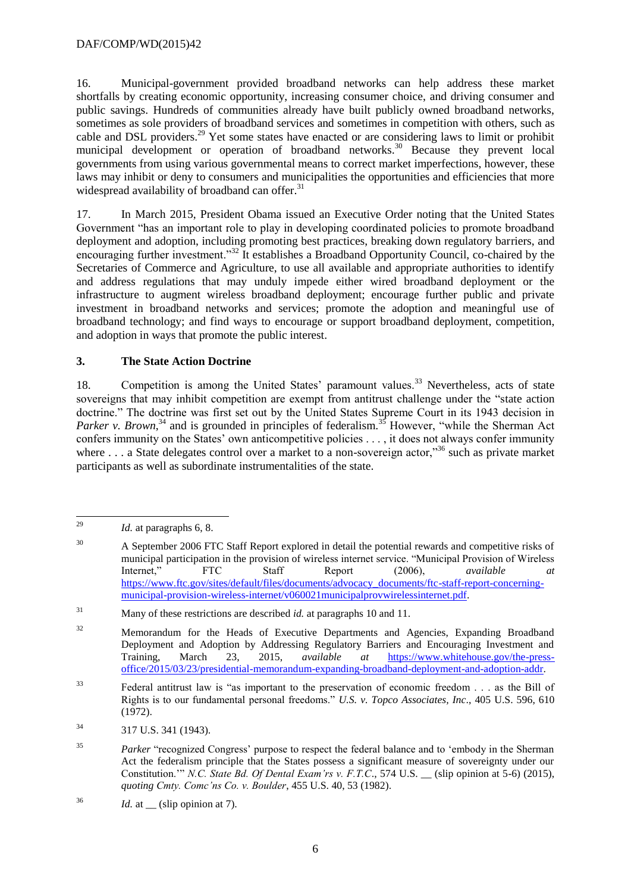16. Municipal-government provided broadband networks can help address these market shortfalls by creating economic opportunity, increasing consumer choice, and driving consumer and public savings. Hundreds of communities already have built publicly owned broadband networks, sometimes as sole providers of broadband services and sometimes in competition with others, such as cable and DSL providers.[29] Yet some states have enacted or are considering laws to limit or prohibit municipal development or operation of broadband networks.[30] Because they prevent local governments from using various governmental means to correct market imperfections, however, these laws may inhibit or deny to consumers and municipalities the opportunities and efficiencies that more widespread availability of broadband can offer.[31]

17. In March 2015, President Obama issued an Executive Order noting that the United States Government "has an important role to play in developing coordinated policies to promote broadband deployment and adoption, including promoting best practices, breaking down regulatory barriers, and encouraging further investment."[32] It establishes a Broadband Opportunity Council, co-chaired by the Secretaries of Commerce and Agriculture, to use all available and appropriate authorities to identify and address regulations that may unduly impede either wired broadband deployment or the infrastructure to augment wireless broadband deployment; encourage further public and private investment in broadband networks and services; promote the adoption and meaningful use of broadband technology; and find ways to encourage or support broadband deployment, competition, and adoption in ways that promote the public interest.

## 3. The State Action Doctrine

18. Competition is among the United States' paramount values.[33] Nevertheless, acts of state sovereigns that may inhibit competition are exempt from antitrust challenge under the "state action doctrine." The doctrine was first set out by the United States Supreme Court in its 1943 decision in *Parker v. Brown*,[34] and is grounded in principles of federalism.[35] However, "while the Sherman Act confers immunity on the States' own anticompetitive policies . . . , it does not always confer immunity where . . . a State delegates control over a market to a non-sovereign actor,"[36] such as private market participants as well as subordinate instrumentalities of the state.

---

[29] *Id.* at paragraphs 6, 8.

[30] A September 2006 FTC Staff Report explored in detail the potential rewards and competitive risks of municipal participation in the provision of wireless internet service. "Municipal Provision of Wireless Internet," FTC Staff Report (2006), *available at* https://www.ftc.gov/sites/default/files/documents/advocacy_documents/ftc-staff-report-concerning-municipal-provision-wireless-internet/v060021municipalprovwirelessinternet.pdf.

[31] Many of these restrictions are described *id.* at paragraphs 10 and 11.

[32] Memorandum for the Heads of Executive Departments and Agencies, Expanding Broadband Deployment and Adoption by Addressing Regulatory Barriers and Encouraging Investment and Training, March 23, 2015, *available at* https://www.whitehouse.gov/the-press-office/2015/03/23/presidential-memorandum-expanding-broadband-deployment-and-adoption-addr.

[33] Federal antitrust law is "as important to the preservation of economic freedom . . . as the Bill of Rights is to our fundamental personal freedoms." *U.S. v. Topco Associates, Inc*., 405 U.S. 596, 610 (1972).

[34] 317 U.S. 341 (1943).

[35] *Parker* "recognized Congress' purpose to respect the federal balance and to 'embody in the Sherman Act the federalism principle that the States possess a significant measure of sovereignty under our Constitution.'" *N.C. State Bd. Of Dental Exam'rs v. F.T.C*., 574 U.S. __ (slip opinion at 5-6) (2015), *quoting Cmty. Comc'ns Co. v. Boulder*, 455 U.S. 40, 53 (1982).

[36] *Id.* at __ (slip opinion at 7).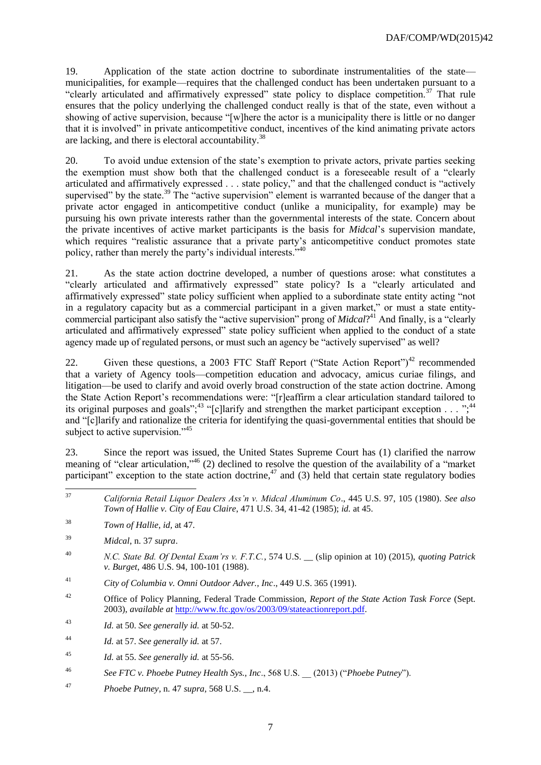19. Application of the state action doctrine to subordinate instrumentalities of the state—municipalities, for example—requires that the challenged conduct has been undertaken pursuant to a "clearly articulated and affirmatively expressed" state policy to displace competition.[37] That rule ensures that the policy underlying the challenged conduct really is that of the state, even without a showing of active supervision, because "[w]here the actor is a municipality there is little or no danger that it is involved" in private anticompetitive conduct, incentives of the kind animating private actors are lacking, and there is electoral accountability.[38]

20. To avoid undue extension of the state's exemption to private actors, private parties seeking the exemption must show both that the challenged conduct is a foreseeable result of a "clearly articulated and affirmatively expressed . . . state policy," and that the challenged conduct is "actively supervised" by the state.[39] The "active supervision" element is warranted because of the danger that a private actor engaged in anticompetitive conduct (unlike a municipality, for example) may be pursuing his own private interests rather than the governmental interests of the state. Concern about the private incentives of active market participants is the basis for *Midcal*'s supervision mandate, which requires "realistic assurance that a private party's anticompetitive conduct promotes state policy, rather than merely the party's individual interests."[40]

21. As the state action doctrine developed, a number of questions arose: what constitutes a "clearly articulated and affirmatively expressed" state policy? Is a "clearly articulated and affirmatively expressed" state policy sufficient when applied to a subordinate state entity acting "not in a regulatory capacity but as a commercial participant in a given market," or must a state entity-commercial participant also satisfy the "active supervision" prong of *Midcal*?[41] And finally, is a "clearly articulated and affirmatively expressed" state policy sufficient when applied to the conduct of a state agency made up of regulated persons, or must such an agency be "actively supervised" as well?

22. Given these questions, a 2003 FTC Staff Report ("State Action Report")[42] recommended that a variety of Agency tools—competition education and advocacy, amicus curiae filings, and litigation—be used to clarify and avoid overly broad construction of the state action doctrine. Among the State Action Report's recommendations were: "[r]eaffirm a clear articulation standard tailored to its original purposes and goals";[43] "[c]larify and strengthen the market participant exception . . . ";[44] and "[c]larify and rationalize the criteria for identifying the quasi-governmental entities that should be subject to active supervision."[45]

23. Since the report was issued, the United States Supreme Court has (1) clarified the narrow meaning of "clear articulation,"[46] (2) declined to resolve the question of the availability of a "market participant" exception to the state action doctrine,[47] and (3) held that certain state regulatory bodies

---

[37] *California Retail Liquor Dealers Ass'n v. Midcal Aluminum Co*., 445 U.S. 97, 105 (1980). *See also Town of Hallie v. City of Eau Claire*, 471 U.S. 34, 41-42 (1985); *id.* at 45.

[38] *Town of Hallie*, *id*, at 47.

[39] *Midcal*, n. 37 *supra*.

[40] *N.C. State Bd. Of Dental Exam'rs v. F.T.C.*, 574 U.S. __ (slip opinion at 10) (2015), *quoting Patrick v. Burget*, 486 U.S. 94, 100-101 (1988).

[41] *City of Columbia v. Omni Outdoor Adver., Inc*., 449 U.S. 365 (1991).

[42] Office of Policy Planning, Federal Trade Commission, *Report of the State Action Task Force* (Sept. 2003), *available at* http://www.ftc.gov/os/2003/09/stateactionreport.pdf.

[43] *Id.* at 50. *See generally id.* at 50-52.

[44] *Id.* at 57. *See generally id.* at 57.

[45] *Id.* at 55. *See generally id.* at 55-56.

[46] *See FTC v. Phoebe Putney Health Sys., Inc*., 568 U.S. __ (2013) ("*Phoebe Putney*").

[47] *Phoebe Putney*, n. 47 *supra*, 568 U.S. __, n.4.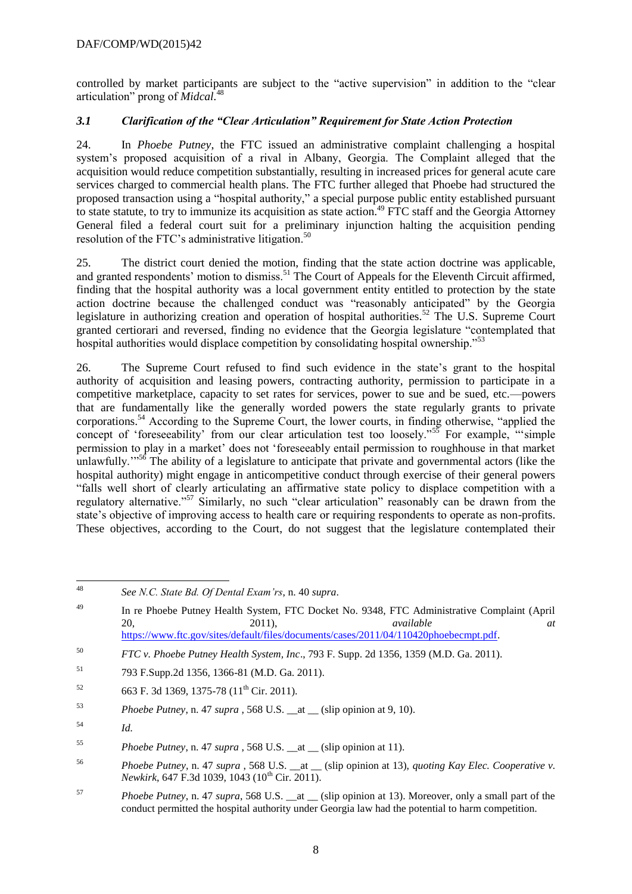controlled by market participants are subject to the "active supervision" in addition to the "clear articulation" prong of *Midcal*.[48]

### *3.1 Clarification of the "Clear Articulation" Requirement for State Action Protection*

24. In *Phoebe Putney*, the FTC issued an administrative complaint challenging a hospital system's proposed acquisition of a rival in Albany, Georgia. The Complaint alleged that the acquisition would reduce competition substantially, resulting in increased prices for general acute care services charged to commercial health plans. The FTC further alleged that Phoebe had structured the proposed transaction using a "hospital authority," a special purpose public entity established pursuant to state statute, to try to immunize its acquisition as state action.[49] FTC staff and the Georgia Attorney General filed a federal court suit for a preliminary injunction halting the acquisition pending resolution of the FTC's administrative litigation.[50]

25. The district court denied the motion, finding that the state action doctrine was applicable, and granted respondents' motion to dismiss.[51] The Court of Appeals for the Eleventh Circuit affirmed, finding that the hospital authority was a local government entity entitled to protection by the state action doctrine because the challenged conduct was "reasonably anticipated" by the Georgia legislature in authorizing creation and operation of hospital authorities.[52] The U.S. Supreme Court granted certiorari and reversed, finding no evidence that the Georgia legislature "contemplated that hospital authorities would displace competition by consolidating hospital ownership."[53]

26. The Supreme Court refused to find such evidence in the state's grant to the hospital authority of acquisition and leasing powers, contracting authority, permission to participate in a competitive marketplace, capacity to set rates for services, power to sue and be sued, etc.—powers that are fundamentally like the generally worded powers the state regularly grants to private corporations.[54] According to the Supreme Court, the lower courts, in finding otherwise, "applied the concept of 'foreseeability' from our clear articulation test too loosely."[55] For example, "'simple permission to play in a market' does not 'foreseeably entail permission to roughhouse in that market unlawfully.'"[56] The ability of a legislature to anticipate that private and governmental actors (like the hospital authority) might engage in anticompetitive conduct through exercise of their general powers "falls well short of clearly articulating an affirmative state policy to displace competition with a regulatory alternative."[57] Similarly, no such "clear articulation" reasonably can be drawn from the state's objective of improving access to health care or requiring respondents to operate as non-profits. These objectives, according to the Court, do not suggest that the legislature contemplated their

---

[48] *See N.C. State Bd. Of Dental Exam'rs*, n. 40 *supra*.

[49] In re Phoebe Putney Health System, FTC Docket No. 9348, FTC Administrative Complaint (April 20, 2011), *available at* https://www.ftc.gov/sites/default/files/documents/cases/2011/04/110420phoebecmpt.pdf.

[50] *FTC v. Phoebe Putney Health System, Inc*., 793 F. Supp. 2d 1356, 1359 (M.D. Ga. 2011).

[51] 793 F.Supp.2d 1356, 1366-81 (M.D. Ga. 2011).

[52] 663 F. 3d 1369, 1375-78 (11th Cir. 2011).

[53] *Phoebe Putney*, n. 47 *supra* , 568 U.S. __at __ (slip opinion at 9, 10).

[54] *Id.*

[55] *Phoebe Putney*, n. 47 *supra* , 568 U.S. __at __ (slip opinion at 11).

[56] *Phoebe Putney*, n. 47 *supra* , 568 U.S. __at __ (slip opinion at 13), *quoting Kay Elec. Cooperative v. Newkirk*, 647 F.3d 1039, 1043 (10th Cir. 2011).

[57] *Phoebe Putney*, n. 47 *supra*, 568 U.S. __at __ (slip opinion at 13). Moreover, only a small part of the conduct permitted the hospital authority under Georgia law had the potential to harm competition.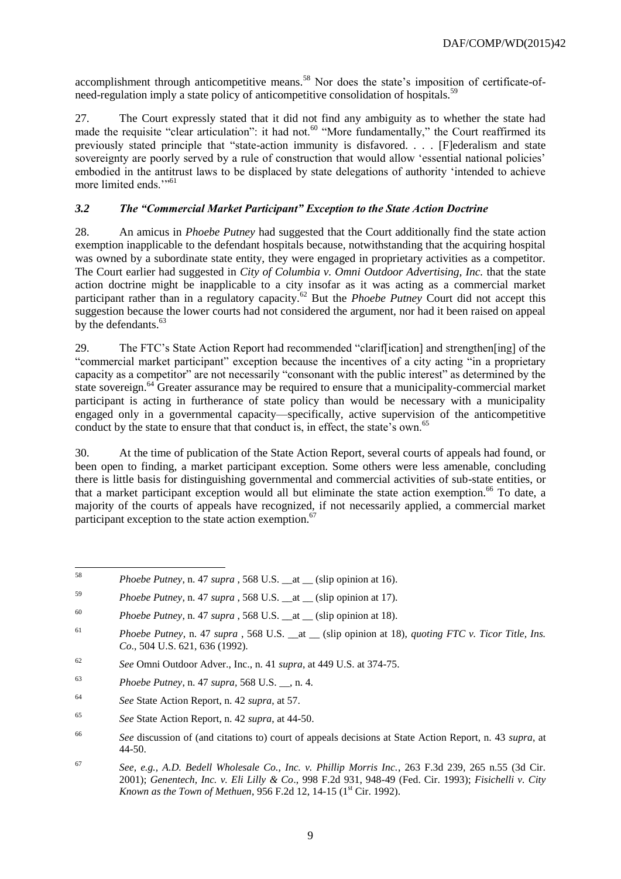accomplishment through anticompetitive means.[58] Nor does the state's imposition of certificate-of-need-regulation imply a state policy of anticompetitive consolidation of hospitals.[59]

27. The Court expressly stated that it did not find any ambiguity as to whether the state had made the requisite "clear articulation": it had not.[60] "More fundamentally," the Court reaffirmed its previously stated principle that "state-action immunity is disfavored. . . . [F]ederalism and state sovereignty are poorly served by a rule of construction that would allow 'essential national policies' embodied in the antitrust laws to be displaced by state delegations of authority 'intended to achieve more limited ends.'"[61]

### *3.2 The "Commercial Market Participant" Exception to the State Action Doctrine*

28. An amicus in *Phoebe Putney* had suggested that the Court additionally find the state action exemption inapplicable to the defendant hospitals because, notwithstanding that the acquiring hospital was owned by a subordinate state entity, they were engaged in proprietary activities as a competitor. The Court earlier had suggested in *City of Columbia v. Omni Outdoor Advertising, Inc.* that the state action doctrine might be inapplicable to a city insofar as it was acting as a commercial market participant rather than in a regulatory capacity.[62] But the *Phoebe Putney* Court did not accept this suggestion because the lower courts had not considered the argument, nor had it been raised on appeal by the defendants.[63]

29. The FTC's State Action Report had recommended "clarif[ication] and strengthen[ing] of the "commercial market participant" exception because the incentives of a city acting "in a proprietary capacity as a competitor" are not necessarily "consonant with the public interest" as determined by the state sovereign.[64] Greater assurance may be required to ensure that a municipality-commercial market participant is acting in furtherance of state policy than would be necessary with a municipality engaged only in a governmental capacity—specifically, active supervision of the anticompetitive conduct by the state to ensure that that conduct is, in effect, the state's own.[65]

30. At the time of publication of the State Action Report, several courts of appeals had found, or been open to finding, a market participant exception. Some others were less amenable, concluding there is little basis for distinguishing governmental and commercial activities of sub-state entities, or that a market participant exception would all but eliminate the state action exemption.[66] To date, a majority of the courts of appeals have recognized, if not necessarily applied, a commercial market participant exception to the state action exemption.[67]

---

[58] *Phoebe Putney*, n. 47 *supra* , 568 U.S. __at __ (slip opinion at 16).

[59] *Phoebe Putney*, n. 47 *supra* , 568 U.S. __at __ (slip opinion at 17).

[60] *Phoebe Putney*, n. 47 *supra* , 568 U.S. __at __ (slip opinion at 18).

[61] *Phoebe Putney*, n. 47 *supra* , 568 U.S. __at __ (slip opinion at 18), *quoting FTC v. Ticor Title, Ins. Co*., 504 U.S. 621, 636 (1992).

[62] *See* Omni Outdoor Adver., Inc., n. 41 *supra*, at 449 U.S. at 374-75.

[63] *Phoebe Putney*, n. 47 *supra*, 568 U.S. __, n. 4.

[64] *See* State Action Report, n. 42 *supra*, at 57.

[65] *See* State Action Report, n. 42 *supra*, at 44-50.

[66] *See* discussion of (and citations to) court of appeals decisions at State Action Report, n. 43 *supra*, at 44-50.

[67] *See, e.g., A.D. Bedell Wholesale Co., Inc. v. Phillip Morris Inc.*, 263 F.3d 239, 265 n.55 (3d Cir. 2001); *Genentech, Inc. v. Eli Lilly & Co*., 998 F.2d 931, 948-49 (Fed. Cir. 1993); *Fisichelli v. City Known as the Town of Methuen*, 956 F.2d 12, 14-15 (1st Cir. 1992).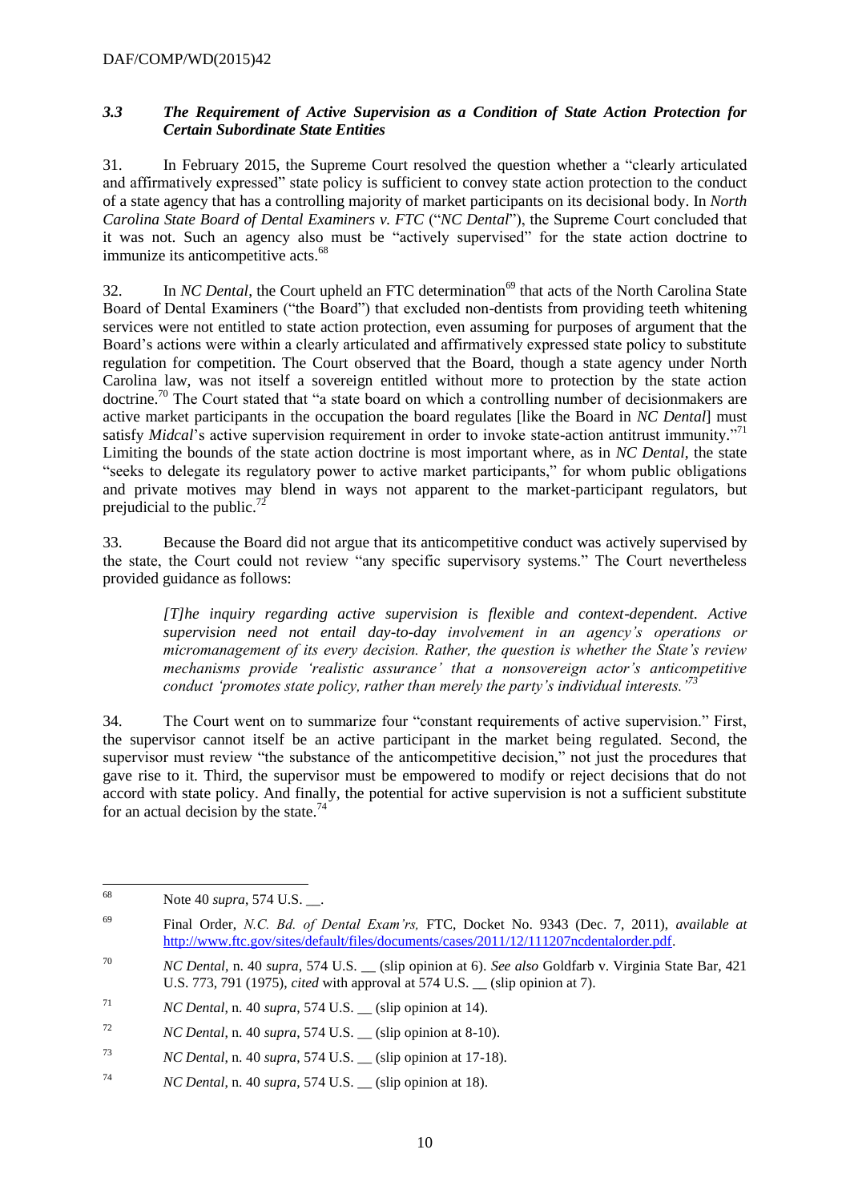### *3.3 The Requirement of Active Supervision as a Condition of State Action Protection for Certain Subordinate State Entities*

31. In February 2015, the Supreme Court resolved the question whether a "clearly articulated and affirmatively expressed" state policy is sufficient to convey state action protection to the conduct of a state agency that has a controlling majority of market participants on its decisional body. In *North Carolina State Board of Dental Examiners v. FTC* ("*NC Dental*"), the Supreme Court concluded that it was not. Such an agency also must be "actively supervised" for the state action doctrine to immunize its anticompetitive acts.[68]

32. In *NC Dental*, the Court upheld an FTC determination[69] that acts of the North Carolina State Board of Dental Examiners ("the Board") that excluded non-dentists from providing teeth whitening services were not entitled to state action protection, even assuming for purposes of argument that the Board's actions were within a clearly articulated and affirmatively expressed state policy to substitute regulation for competition. The Court observed that the Board, though a state agency under North Carolina law, was not itself a sovereign entitled without more to protection by the state action doctrine.[70] The Court stated that "a state board on which a controlling number of decisionmakers are active market participants in the occupation the board regulates [like the Board in *NC Dental*] must satisfy *Midcal*'s active supervision requirement in order to invoke state-action antitrust immunity."[71] Limiting the bounds of the state action doctrine is most important where, as in *NC Dental*, the state "seeks to delegate its regulatory power to active market participants," for whom public obligations and private motives may blend in ways not apparent to the market-participant regulators, but prejudicial to the public.[72]

33. Because the Board did not argue that its anticompetitive conduct was actively supervised by the state, the Court could not review "any specific supervisory systems." The Court nevertheless provided guidance as follows:

> *[T]he inquiry regarding active supervision is flexible and context-dependent. Active supervision need not entail day-to-day involvement in an agency's operations or micromanagement of its every decision. Rather, the question is whether the State's review mechanisms provide 'realistic assurance' that a nonsovereign actor's anticompetitive conduct 'promotes state policy, rather than merely the party's individual interests.'*[73]

34. The Court went on to summarize four "constant requirements of active supervision." First, the supervisor cannot itself be an active participant in the market being regulated. Second, the supervisor must review "the substance of the anticompetitive decision," not just the procedures that gave rise to it. Third, the supervisor must be empowered to modify or reject decisions that do not accord with state policy. And finally, the potential for active supervision is not a sufficient substitute for an actual decision by the state.[74]

---

68 Note 40 *supra*, 574 U.S. __.

69 Final Order, *N.C. Bd. of Dental Exam'rs,* FTC, Docket No. 9343 (Dec. 7, 2011), *available at* http://www.ftc.gov/sites/default/files/documents/cases/2011/12/111207ncdentalorder.pdf.

70 *NC Dental*, n. 40 *supra*, 574 U.S. __ (slip opinion at 6). *See also* Goldfarb v. Virginia State Bar, 421 U.S. 773, 791 (1975), *cited* with approval at 574 U.S. __ (slip opinion at 7).

71 *NC Dental*, n. 40 *supra*, 574 U.S. __ (slip opinion at 14).

72 *NC Dental*, n. 40 *supra*, 574 U.S. __ (slip opinion at 8-10).

73 *NC Dental*, n. 40 *supra*, 574 U.S. __ (slip opinion at 17-18).

74 *NC Dental*, n. 40 *supra*, 574 U.S. __ (slip opinion at 18).